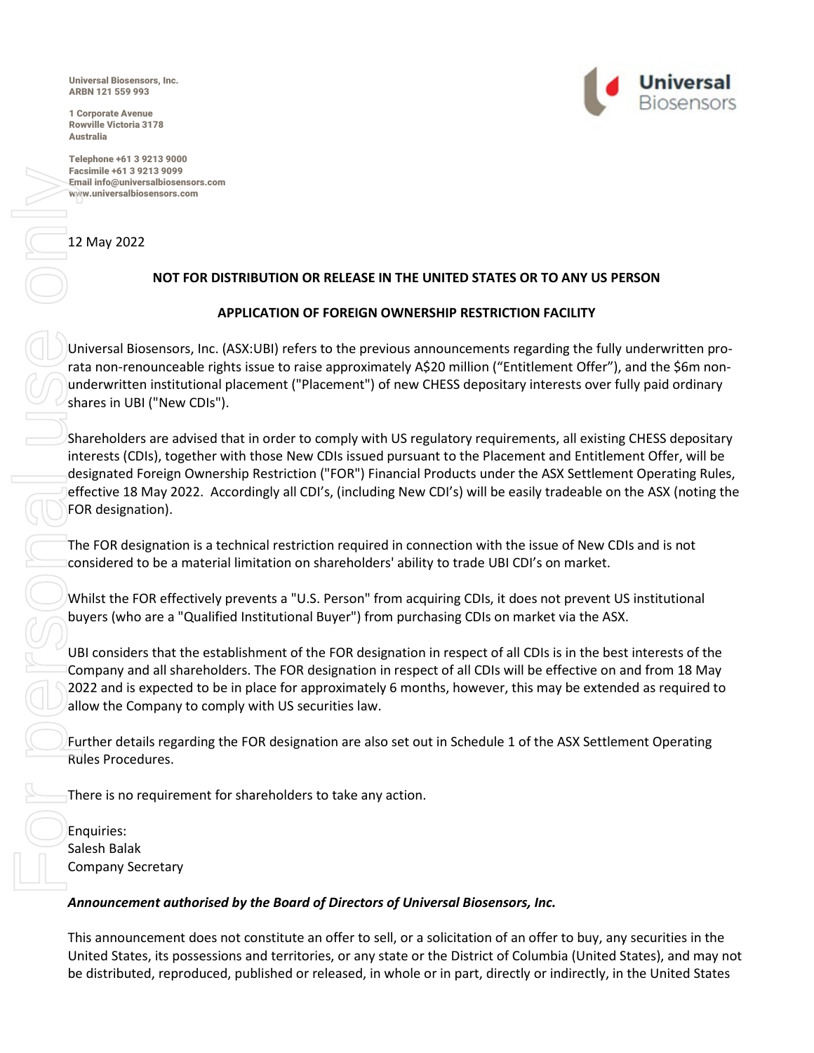Universal Biosensors, Inc.
ARBN 121 559 993

1 Corporate Avenue
Rowville Victoria 3178
Australia

Telephone +61 3 9213 9000
Facsimile +61 3 9213 9099
Email info@universalbiosensors.com
www.universalbiosensors.com

12 May 2022

**NOT FOR DISTRIBUTION OR RELEASE IN THE UNITED STATES OR TO ANY US PERSON**

**APPLICATION OF FOREIGN OWNERSHIP RESTRICTION FACILITY**

Universal Biosensors, Inc. (ASX:UBI) refers to the previous announcements regarding the fully underwritten pro-rata non-renounceable rights issue to raise approximately A$20 million ("Entitlement Offer"), and the $6m non-underwritten institutional placement ("Placement") of new CHESS depositary interests over fully paid ordinary shares in UBI ("New CDIs").

Shareholders are advised that in order to comply with US regulatory requirements, all existing CHESS depositary interests (CDIs), together with those New CDIs issued pursuant to the Placement and Entitlement Offer, will be designated Foreign Ownership Restriction ("FOR") Financial Products under the ASX Settlement Operating Rules, effective 18 May 2022. Accordingly all CDI's, (including New CDI's) will be easily tradeable on the ASX (noting the FOR designation).

The FOR designation is a technical restriction required in connection with the issue of New CDIs and is not considered to be a material limitation on shareholders' ability to trade UBI CDI's on market.

Whilst the FOR effectively prevents a "U.S. Person" from acquiring CDIs, it does not prevent US institutional buyers (who are a "Qualified Institutional Buyer") from purchasing CDIs on market via the ASX.

UBI considers that the establishment of the FOR designation in respect of all CDIs is in the best interests of the Company and all shareholders. The FOR designation in respect of all CDIs will be effective on and from 18 May 2022 and is expected to be in place for approximately 6 months, however, this may be extended as required to allow the Company to comply with US securities law.

Further details regarding the FOR designation are also set out in Schedule 1 of the ASX Settlement Operating Rules Procedures.

There is no requirement for shareholders to take any action.

Enquiries:
Salesh Balak
Company Secretary

***Announcement authorised by the Board of Directors of Universal Biosensors, Inc.***

This announcement does not constitute an offer to sell, or a solicitation of an offer to buy, any securities in the United States, its possessions and territories, or any state or the District of Columbia (United States), and may not be distributed, reproduced, published or released, in whole or in part, directly or indirectly, in the United States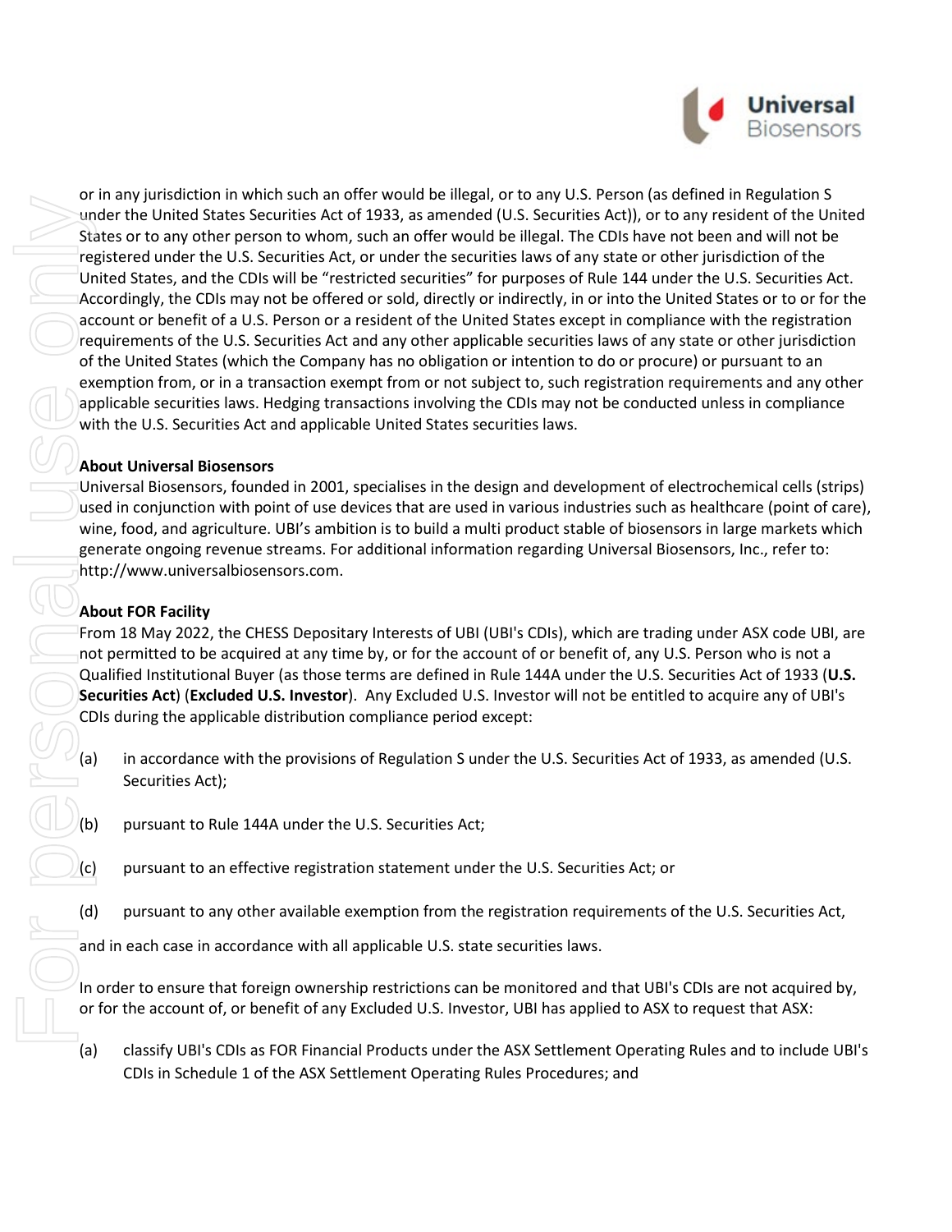or in any jurisdiction in which such an offer would be illegal, or to any U.S. Person (as defined in Regulation S under the United States Securities Act of 1933, as amended (U.S. Securities Act)), or to any resident of the United States or to any other person to whom, such an offer would be illegal. The CDIs have not been and will not be registered under the U.S. Securities Act, or under the securities laws of any state or other jurisdiction of the United States, and the CDIs will be "restricted securities" for purposes of Rule 144 under the U.S. Securities Act. Accordingly, the CDIs may not be offered or sold, directly or indirectly, in or into the United States or to or for the account or benefit of a U.S. Person or a resident of the United States except in compliance with the registration requirements of the U.S. Securities Act and any other applicable securities laws of any state or other jurisdiction of the United States (which the Company has no obligation or intention to do or procure) or pursuant to an exemption from, or in a transaction exempt from or not subject to, such registration requirements and any other applicable securities laws. Hedging transactions involving the CDIs may not be conducted unless in compliance with the U.S. Securities Act and applicable United States securities laws.

**About Universal Biosensors**

Universal Biosensors, founded in 2001, specialises in the design and development of electrochemical cells (strips) used in conjunction with point of use devices that are used in various industries such as healthcare (point of care), wine, food, and agriculture. UBI's ambition is to build a multi product stable of biosensors in large markets which generate ongoing revenue streams. For additional information regarding Universal Biosensors, Inc., refer to: http://www.universalbiosensors.com.

**About FOR Facility**

From 18 May 2022, the CHESS Depositary Interests of UBI (UBI's CDIs), which are trading under ASX code UBI, are not permitted to be acquired at any time by, or for the account of or benefit of, any U.S. Person who is not a Qualified Institutional Buyer (as those terms are defined in Rule 144A under the U.S. Securities Act of 1933 (**U.S. Securities Act**) (**Excluded U.S. Investor**). Any Excluded U.S. Investor will not be entitled to acquire any of UBI's CDIs during the applicable distribution compliance period except:

(a) in accordance with the provisions of Regulation S under the U.S. Securities Act of 1933, as amended (U.S. Securities Act);

(b) pursuant to Rule 144A under the U.S. Securities Act;

(c) pursuant to an effective registration statement under the U.S. Securities Act; or

(d) pursuant to any other available exemption from the registration requirements of the U.S. Securities Act,

and in each case in accordance with all applicable U.S. state securities laws.

In order to ensure that foreign ownership restrictions can be monitored and that UBI's CDIs are not acquired by, or for the account of, or benefit of any Excluded U.S. Investor, UBI has applied to ASX to request that ASX:

(a) classify UBI's CDIs as FOR Financial Products under the ASX Settlement Operating Rules and to include UBI's CDIs in Schedule 1 of the ASX Settlement Operating Rules Procedures; and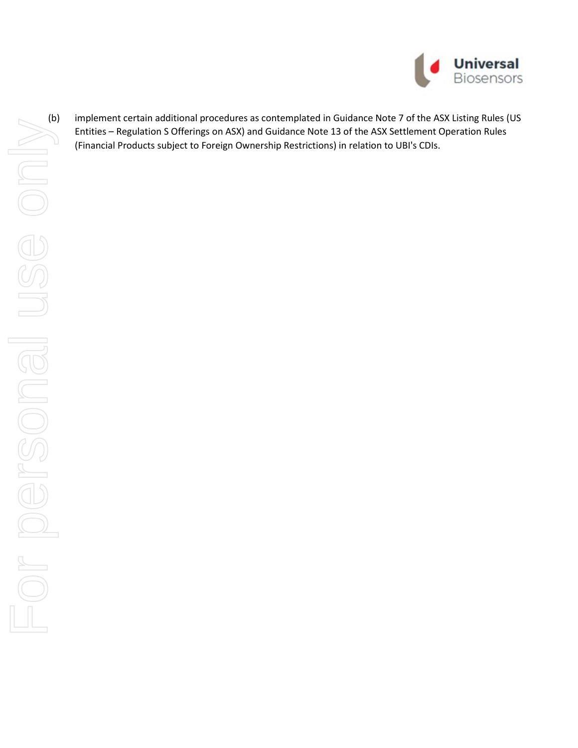(b) implement certain additional procedures as contemplated in Guidance Note 7 of the ASX Listing Rules (US Entities – Regulation S Offerings on ASX) and Guidance Note 13 of the ASX Settlement Operation Rules (Financial Products subject to Foreign Ownership Restrictions) in relation to UBI's CDIs.